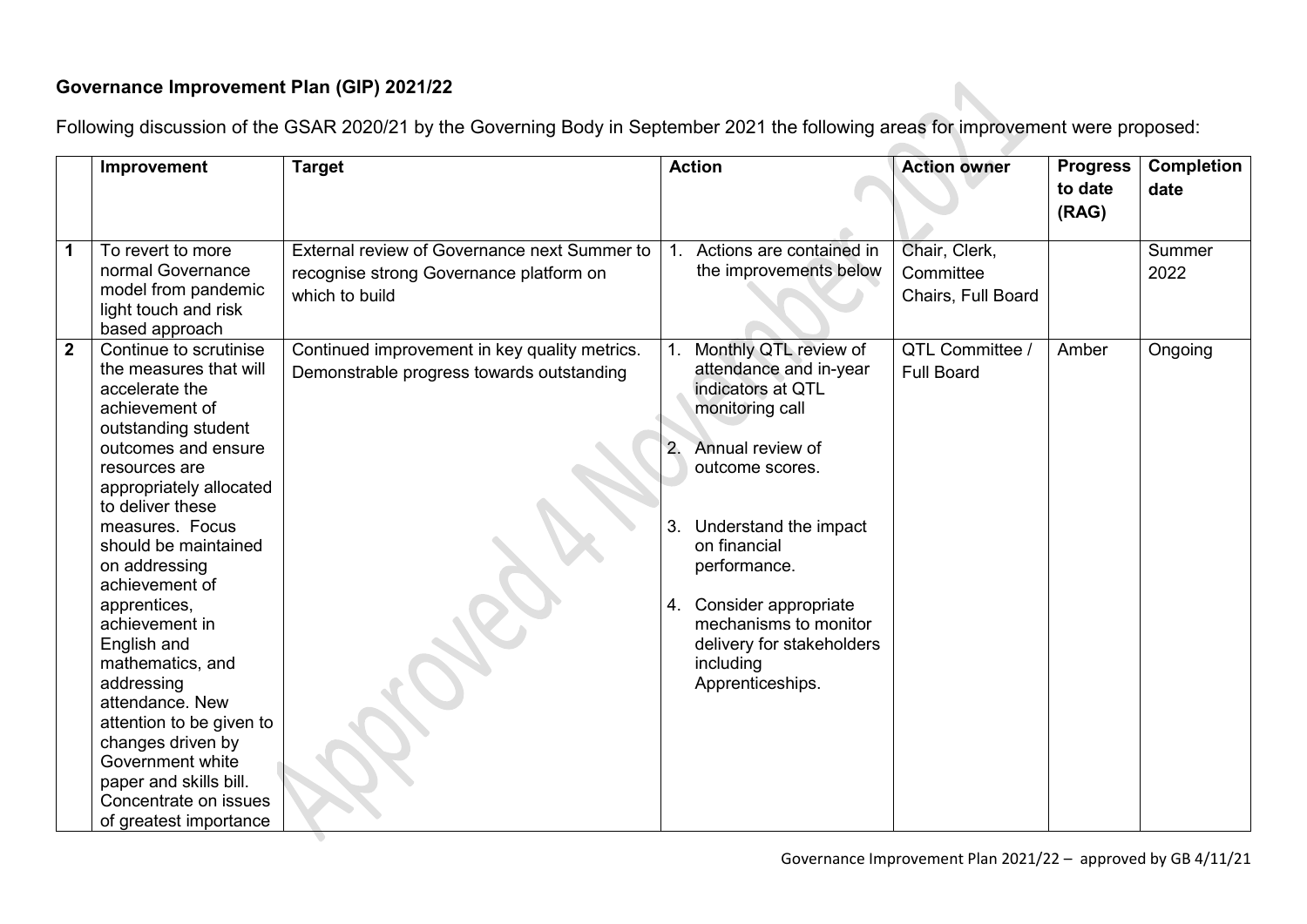## Governance Improvement Plan (GIP) 2021/22

Following discussion of the GSAR 2020/21 by the Governing Body in September 2021 the following areas for improvement were proposed:

| | Improvement | Target | Action | Action owner | Progress to date (RAG) | Completion date |
|---|---|---|---|---|---|---|
| **1** | To revert to more normal Governance model from pandemic light touch and risk based approach | External review of Governance next Summer to recognise strong Governance platform on which to build | 1. Actions are contained in the improvements below | Chair, Clerk, Committee Chairs, Full Board | | Summer 2022 |
| **2** | Continue to scrutinise the measures that will accelerate the achievement of outstanding student outcomes and ensure resources are appropriately allocated to deliver these measures. Focus should be maintained on addressing achievement of apprentices, achievement in English and mathematics, and addressing attendance. New attention to be given to changes driven by Government white paper and skills bill. Concentrate on issues of greatest importance | Continued improvement in key quality metrics. Demonstrable progress towards outstanding | 1. Monthly QTL review of attendance and in-year indicators at QTL monitoring call<br>2. Annual review of outcome scores.<br>3. Understand the impact on financial performance.<br>4. Consider appropriate mechanisms to monitor delivery for stakeholders including Apprenticeships. | QTL Committee / Full Board | Amber | Ongoing |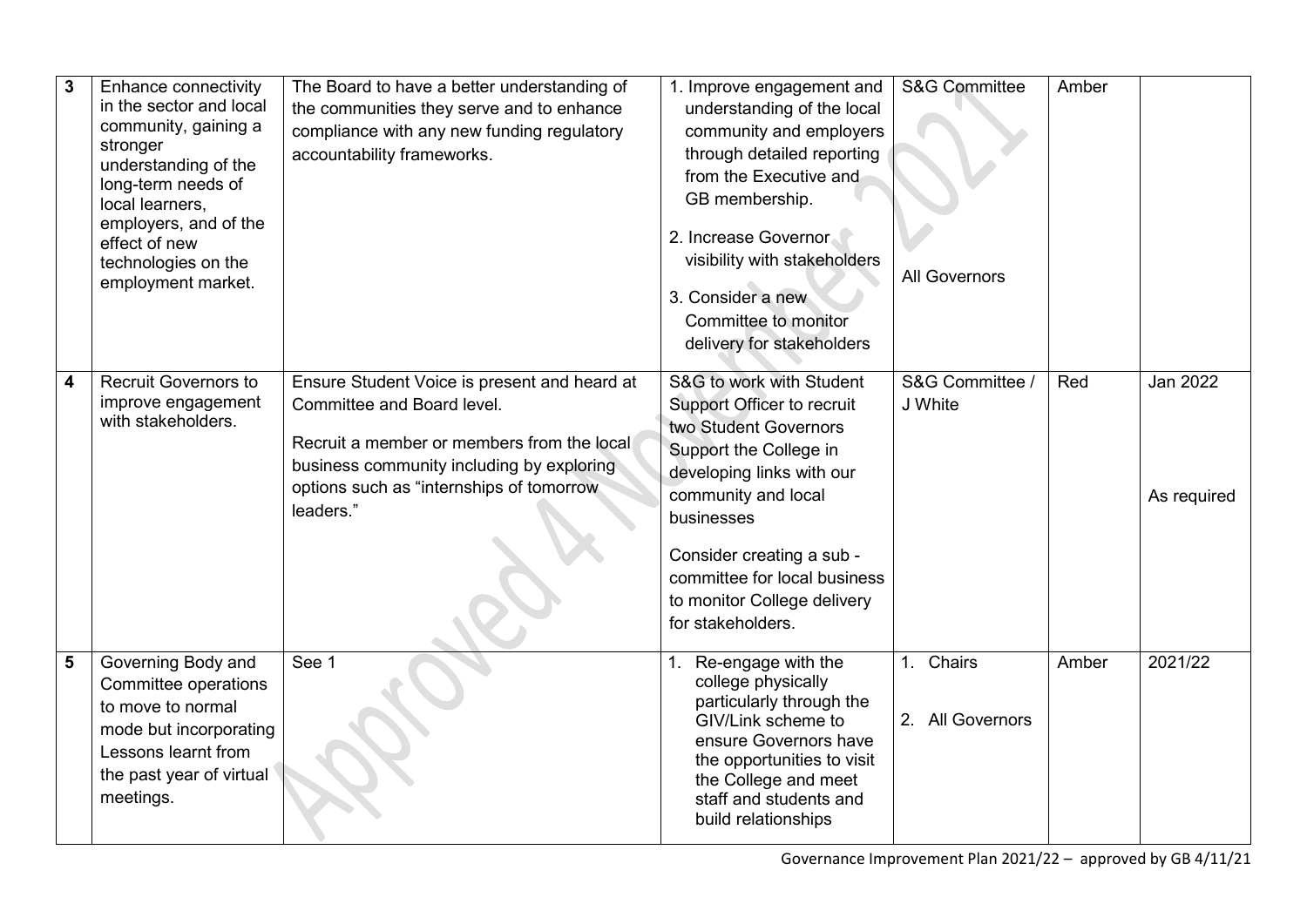| | | | | | | |
|---|---|---|---|---|---|---|
| 3 | Enhance connectivity in the sector and local community, gaining a stronger understanding of the long-term needs of local learners, employers, and of the effect of new technologies on the employment market. | The Board to have a better understanding of the communities they serve and to enhance compliance with any new funding regulatory accountability frameworks. | 1. Improve engagement and understanding of the local community and employers through detailed reporting from the Executive and GB membership.<br>2. Increase Governor visibility with stakeholders<br>3. Consider a new Committee to monitor delivery for stakeholders | S&G Committee<br><br>All Governors | Amber | |
| 4 | Recruit Governors to improve engagement with stakeholders. | Ensure Student Voice is present and heard at Committee and Board level.<br><br>Recruit a member or members from the local business community including by exploring options such as "internships of tomorrow leaders." | S&G to work with Student Support Officer to recruit two Student Governors<br>Support the College in developing links with our community and local businesses<br><br>Consider creating a sub - committee for local business to monitor College delivery for stakeholders. | S&G Committee / J White | Red | Jan 2022<br><br>As required |
| 5 | Governing Body and Committee operations to move to normal mode but incorporating Lessons learnt from the past year of virtual meetings. | See 1 | 1. Re-engage with the college physically particularly through the GIV/Link scheme to ensure Governors have the opportunities to visit the College and meet staff and students and build relationships | 1. Chairs<br><br>2. All Governors | Amber | 2021/22 |

Governance Improvement Plan 2021/22 – approved by GB 4/11/21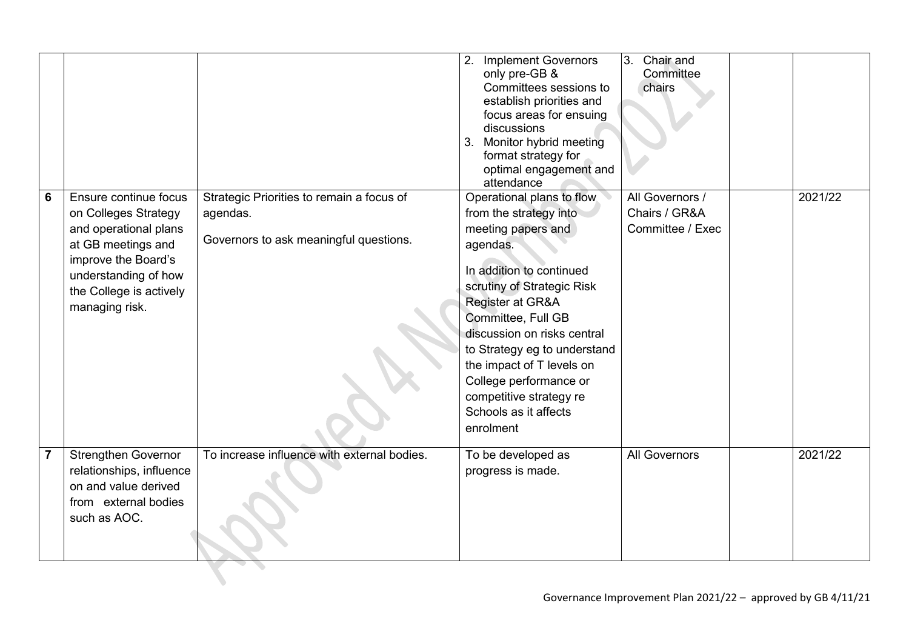| | | | | | | |
|---|---|---|---|---|---|---|
| | | | 2. Implement Governors only pre-GB & Committees sessions to establish priorities and focus areas for ensuing discussions<br>3. Monitor hybrid meeting format strategy for optimal engagement and attendance | 3. Chair and Committee chairs | | |
| 6 | Ensure continue focus on Colleges Strategy and operational plans at GB meetings and improve the Board's understanding of how the College is actively managing risk. | Strategic Priorities to remain a focus of agendas.<br><br>Governors to ask meaningful questions. | Operational plans to flow from the strategy into meeting papers and agendas.<br><br>In addition to continued scrutiny of Strategic Risk Register at GR&A Committee, Full GB discussion on risks central to Strategy eg to understand the impact of T levels on College performance or competitive strategy re Schools as it affects enrolment | All Governors / Chairs / GR&A Committee / Exec | | 2021/22 |
| 7 | Strengthen Governor relationships, influence on and value derived from external bodies such as AOC. | To increase influence with external bodies. | To be developed as progress is made. | All Governors | | 2021/22 |

Governance Improvement Plan 2021/22 – approved by GB 4/11/21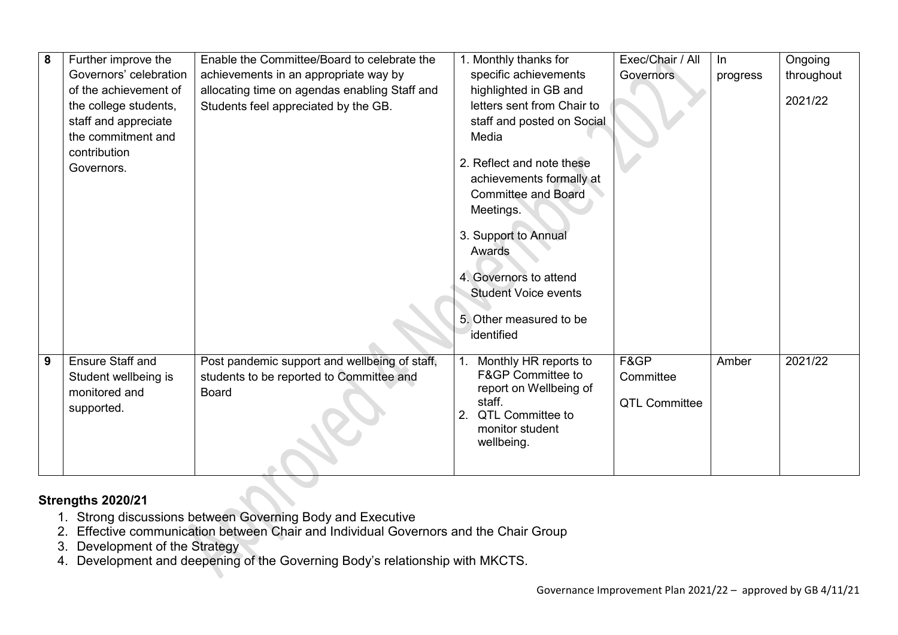| | | | | | | |
|---|---|---|---|---|---|---|
| 8 | Further improve the Governors' celebration of the achievement of the college students, staff and appreciate the commitment and contribution Governors. | Enable the Committee/Board to celebrate the achievements in an appropriate way by allocating time on agendas enabling Staff and Students feel appreciated by the GB. | 1. Monthly thanks for specific achievements highlighted in GB and letters sent from Chair to staff and posted on Social Media<br>2. Reflect and note these achievements formally at Committee and Board Meetings.<br>3. Support to Annual Awards<br>4. Governors to attend Student Voice events<br>5. Other measured to be identified | Exec/Chair / All Governors | In progress | Ongoing throughout 2021/22 |
| 9 | Ensure Staff and Student wellbeing is monitored and supported. | Post pandemic support and wellbeing of staff, students to be reported to Committee and Board | 1. Monthly HR reports to F&GP Committee to report on Wellbeing of staff.<br>2. QTL Committee to monitor student wellbeing. | F&GP Committee<br>QTL Committee | Amber | 2021/22 |

**Strengths 2020/21**

1. Strong discussions between Governing Body and Executive
2. Effective communication between Chair and Individual Governors and the Chair Group
3. Development of the Strategy
4. Development and deepening of the Governing Body's relationship with MKCTS.

Governance Improvement Plan 2021/22 – approved by GB 4/11/21